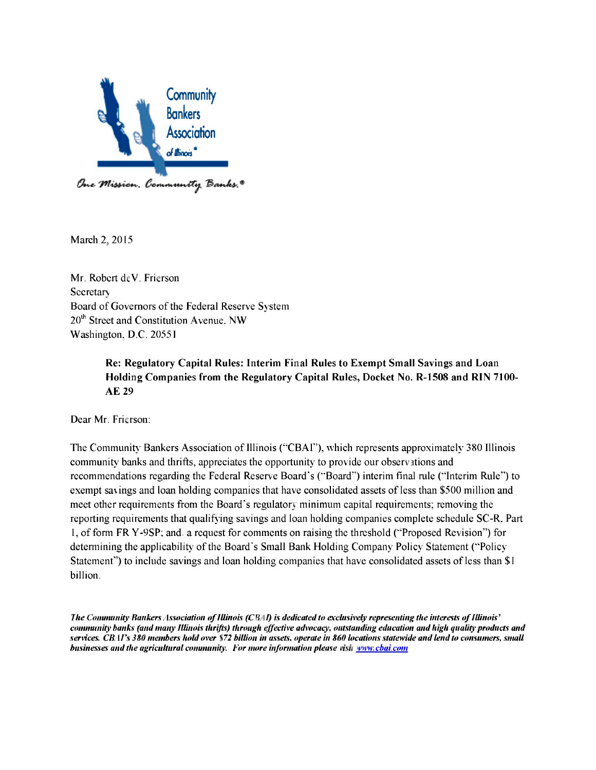Community Bankers Association of Illinois®

*One Mission. Community Banks.®*

March 2, 2015

Mr. Robert deV. Frierson
Secretary
Board of Governors of the Federal Reserve System
20th Street and Constitution Avenue, NW
Washington, D.C. 20551

**Re: Regulatory Capital Rules: Interim Final Rules to Exempt Small Savings and Loan Holding Companies from the Regulatory Capital Rules, Docket No. R-1508 and RIN 7100-AE 29**

Dear Mr. Frierson:

The Community Bankers Association of Illinois ("CBAI"), which represents approximately 380 Illinois community banks and thrifts, appreciates the opportunity to provide our observations and recommendations regarding the Federal Reserve Board's ("Board") interim final rule ("Interim Rule") to exempt savings and loan holding companies that have consolidated assets of less than $500 million and meet other requirements from the Board's regulatory minimum capital requirements; removing the reporting requirements that qualifying savings and loan holding companies complete schedule SC-R, Part 1, of form FR Y-9SP; and, a request for comments on raising the threshold ("Proposed Revision") for determining the applicability of the Board's Small Bank Holding Company Policy Statement ("Policy Statement") to include savings and loan holding companies that have consolidated assets of less than $1 billion.

***The Community Bankers Association of Illinois (CBAI) is dedicated to exclusively representing the interests of Illinois' community banks (and many Illinois thrifts) through effective advocacy, outstanding education and high quality products and services. CBAI's 380 members hold over $72 billion in assets, operate in 860 locations statewide and lend to consumers, small businesses and the agricultural community. For more information please visit www.cbai.com***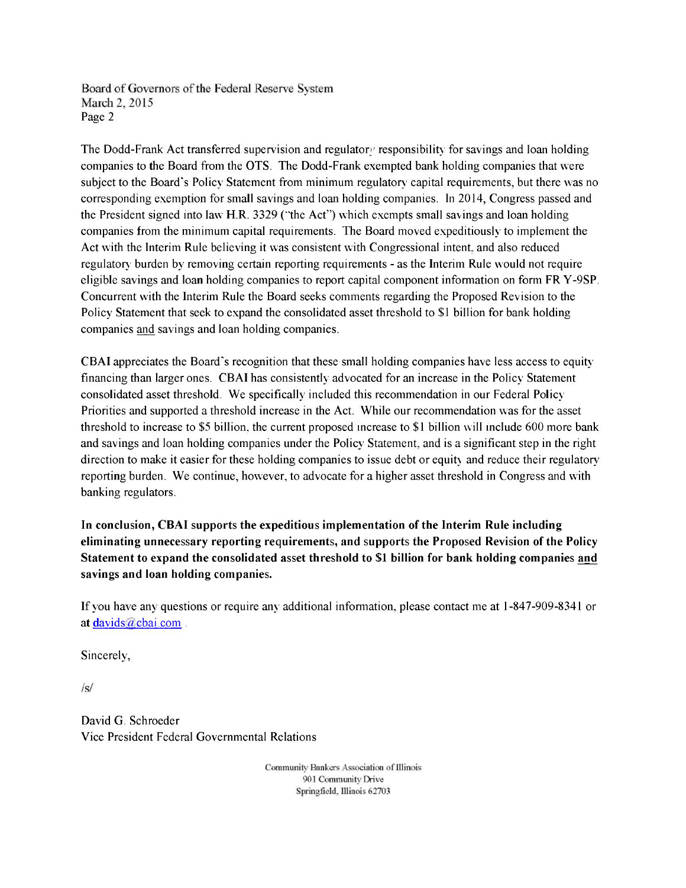The Dodd-Frank Act transferred supervision and regulatory responsibility for savings and loan holding companies to the Board from the OTS. The Dodd-Frank exempted bank holding companies that were subject to the Board's Policy Statement from minimum regulatory capital requirements, but there was no corresponding exemption for small savings and loan holding companies. In 2014, Congress passed and the President signed into law H.R. 3329 ("the Act") which exempts small savings and loan holding companies from the minimum capital requirements. The Board moved expeditiously to implement the Act with the Interim Rule believing it was consistent with Congressional intent, and also reduced regulatory burden by removing certain reporting requirements - as the Interim Rule would not require eligible savings and loan holding companies to report capital component information on form FR Y-9SP. Concurrent with the Interim Rule the Board seeks comments regarding the Proposed Revision to the Policy Statement that seek to expand the consolidated asset threshold to $1 billion for bank holding companies <u>and</u> savings and loan holding companies.

CBAI appreciates the Board's recognition that these small holding companies have less access to equity financing than larger ones. CBAI has consistently advocated for an increase in the Policy Statement consolidated asset threshold. We specifically included this recommendation in our Federal Policy Priorities and supported a threshold increase in the Act. While our recommendation was for the asset threshold to increase to $5 billion, the current proposed increase to $1 billion will include 600 more bank and savings and loan holding companies under the Policy Statement, and is a significant step in the right direction to make it easier for these holding companies to issue debt or equity and reduce their regulatory reporting burden. We continue, however, to advocate for a higher asset threshold in Congress and with banking regulators.

**In conclusion, CBAI supports the expeditious implementation of the Interim Rule including eliminating unnecessary reporting requirements, and supports the Proposed Revision of the Policy Statement to expand the consolidated asset threshold to $1 billion for bank holding companies <u>and</u> savings and loan holding companies.**

If you have any questions or require any additional information, please contact me at 1-847-909-8341 or at davids@cbai.com .

Sincerely,

/s/

David G. Schroeder
Vice President Federal Governmental Relations

Community Bankers Association of Illinois
901 Community Drive
Springfield, Illinois 62703